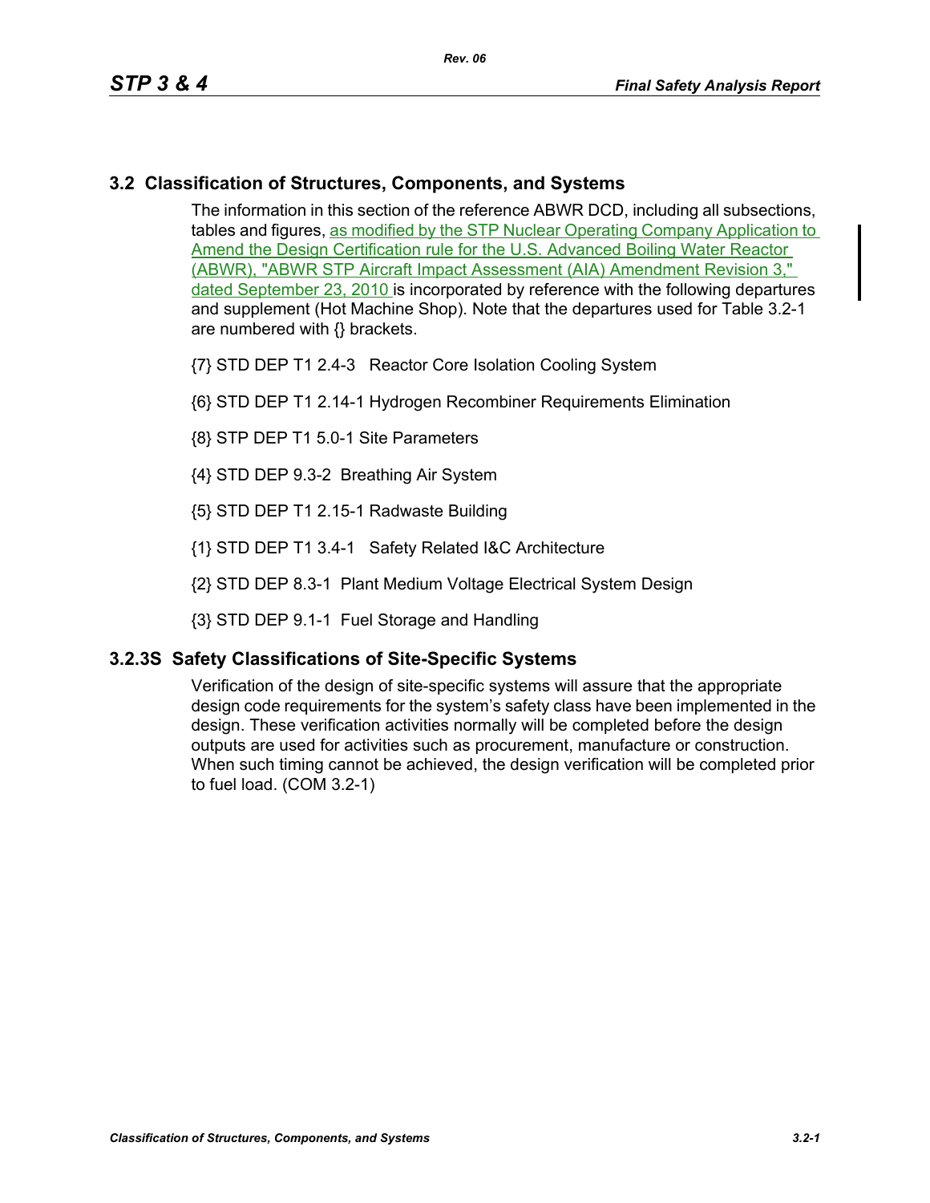## 3.2 Classification of Structures, Components, and Systems

The information in this section of the reference ABWR DCD, including all subsections, tables and figures, as modified by the STP Nuclear Operating Company Application to Amend the Design Certification rule for the U.S. Advanced Boiling Water Reactor (ABWR), "ABWR STP Aircraft Impact Assessment (AIA) Amendment Revision 3," dated September 23, 2010 is incorporated by reference with the following departures and supplement (Hot Machine Shop). Note that the departures used for Table 3.2-1 are numbered with {} brackets.

{7} STD DEP T1 2.4-3 Reactor Core Isolation Cooling System

{6} STD DEP T1 2.14-1 Hydrogen Recombiner Requirements Elimination

{8} STP DEP T1 5.0-1 Site Parameters

{4} STD DEP 9.3-2 Breathing Air System

{5} STD DEP T1 2.15-1 Radwaste Building

{1} STD DEP T1 3.4-1 Safety Related I&C Architecture

{2} STD DEP 8.3-1 Plant Medium Voltage Electrical System Design

{3} STD DEP 9.1-1 Fuel Storage and Handling

### 3.2.3S Safety Classifications of Site-Specific Systems

Verification of the design of site-specific systems will assure that the appropriate design code requirements for the system's safety class have been implemented in the design. These verification activities normally will be completed before the design outputs are used for activities such as procurement, manufacture or construction. When such timing cannot be achieved, the design verification will be completed prior to fuel load. (COM 3.2-1)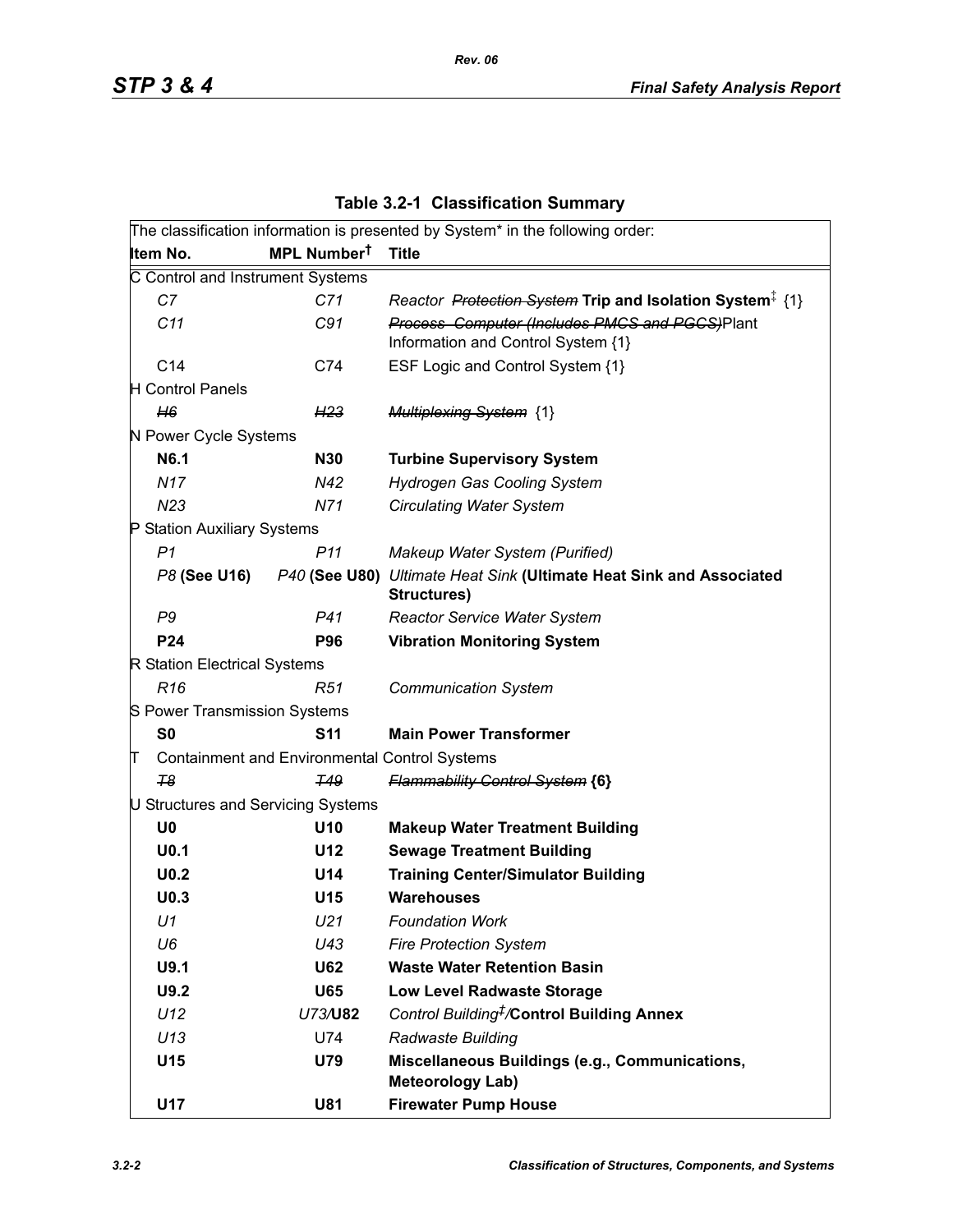**Table 3.2-1 Classification Summary**

| Item No. | MPL Number[†] | Title |
|---|---|---|
| The classification information is presented by System* in the following order: | | |
| **C Control and Instrument Systems** | | |
| *C7* | *C71* | *Reactor ~~Protection System~~* **Trip and Isolation System**[‡] {1} |
| *C11* | *C91* | *~~Process Computer (Includes PMCS and PGCS)~~*Plant Information and Control System {1} |
| C14 | C74 | ESF Logic and Control System {1} |
| **H Control Panels** | | |
| *~~H6~~* | *~~H23~~* | *~~Multiplexing System~~* {1} |
| **N Power Cycle Systems** | | |
| **N6.1** | **N30** | **Turbine Supervisory System** |
| *N17* | *N42* | *Hydrogen Gas Cooling System* |
| *N23* | *N71* | *Circulating Water System* |
| **P Station Auxiliary Systems** | | |
| *P1* | *P11* | *Makeup Water System (Purified)* |
| *P8* **(See U16)** | *P40* **(See U80)** | *Ultimate Heat Sink* **(Ultimate Heat Sink and Associated Structures)** |
| *P9* | *P41* | *Reactor Service Water System* |
| **P24** | **P96** | **Vibration Monitoring System** |
| **R Station Electrical Systems** | | |
| *R16* | *R51* | *Communication System* |
| **S Power Transmission Systems** | | |
| **S0** | **S11** | **Main Power Transformer** |
| **T Containment and Environmental Control Systems** | | |
| *~~T8~~* | *~~T49~~* | *~~Flammability Control System~~* **{6}** |
| **U Structures and Servicing Systems** | | |
| **U0** | **U10** | **Makeup Water Treatment Building** |
| **U0.1** | **U12** | **Sewage Treatment Building** |
| **U0.2** | **U14** | **Training Center/Simulator Building** |
| **U0.3** | **U15** | **Warehouses** |
| *U1* | *U21* | *Foundation Work* |
| *U6* | *U43* | *Fire Protection System* |
| **U9.1** | **U62** | **Waste Water Retention Basin** |
| **U9.2** | **U65** | **Low Level Radwaste Storage** |
| *U12* | *U73/*​**U82** | *Control Building*[‡]*/*​**Control Building Annex** |
| *U13* | U74 | *Radwaste Building* |
| **U15** | **U79** | **Miscellaneous Buildings (e.g., Communications, Meteorology Lab)** |
| **U17** | **U81** | **Firewater Pump House** |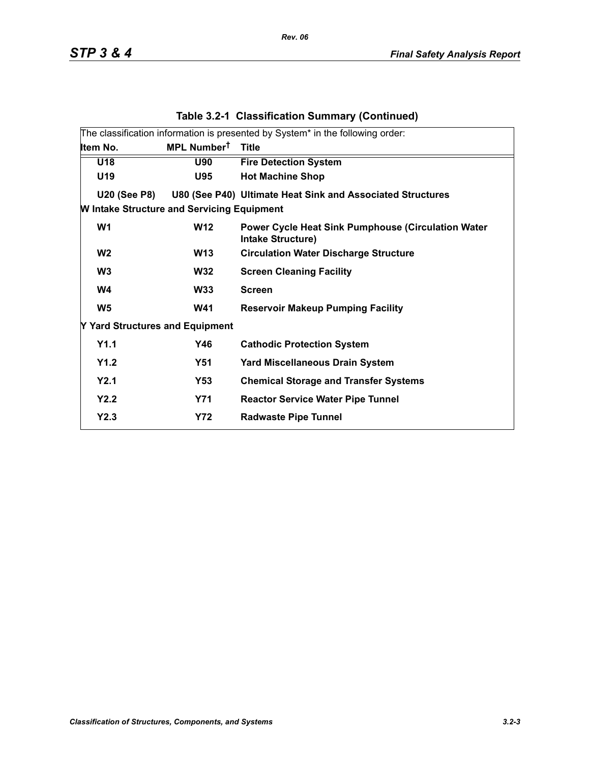## Table 3.2-1 Classification Summary (Continued)

The classification information is presented by System* in the following order:

| Item No. | MPL Number† | Title |
|---|---|---|
| U18 | U90 | **Fire Detection System** |
| U19 | U95 | **Hot Machine Shop** |
| U20 (See P8) | U80 (See P40) | **Ultimate Heat Sink and Associated Structures** |
| **W Intake Structure and Servicing Equipment** | | |
| W1 | W12 | **Power Cycle Heat Sink Pumphouse (Circulation Water Intake Structure)** |
| W2 | W13 | **Circulation Water Discharge Structure** |
| W3 | W32 | **Screen Cleaning Facility** |
| W4 | W33 | **Screen** |
| W5 | W41 | **Reservoir Makeup Pumping Facility** |
| **Y Yard Structures and Equipment** | | |
| Y1.1 | Y46 | **Cathodic Protection System** |
| Y1.2 | Y51 | **Yard Miscellaneous Drain System** |
| Y2.1 | Y53 | **Chemical Storage and Transfer Systems** |
| Y2.2 | Y71 | **Reactor Service Water Pipe Tunnel** |
| Y2.3 | Y72 | **Radwaste Pipe Tunnel** |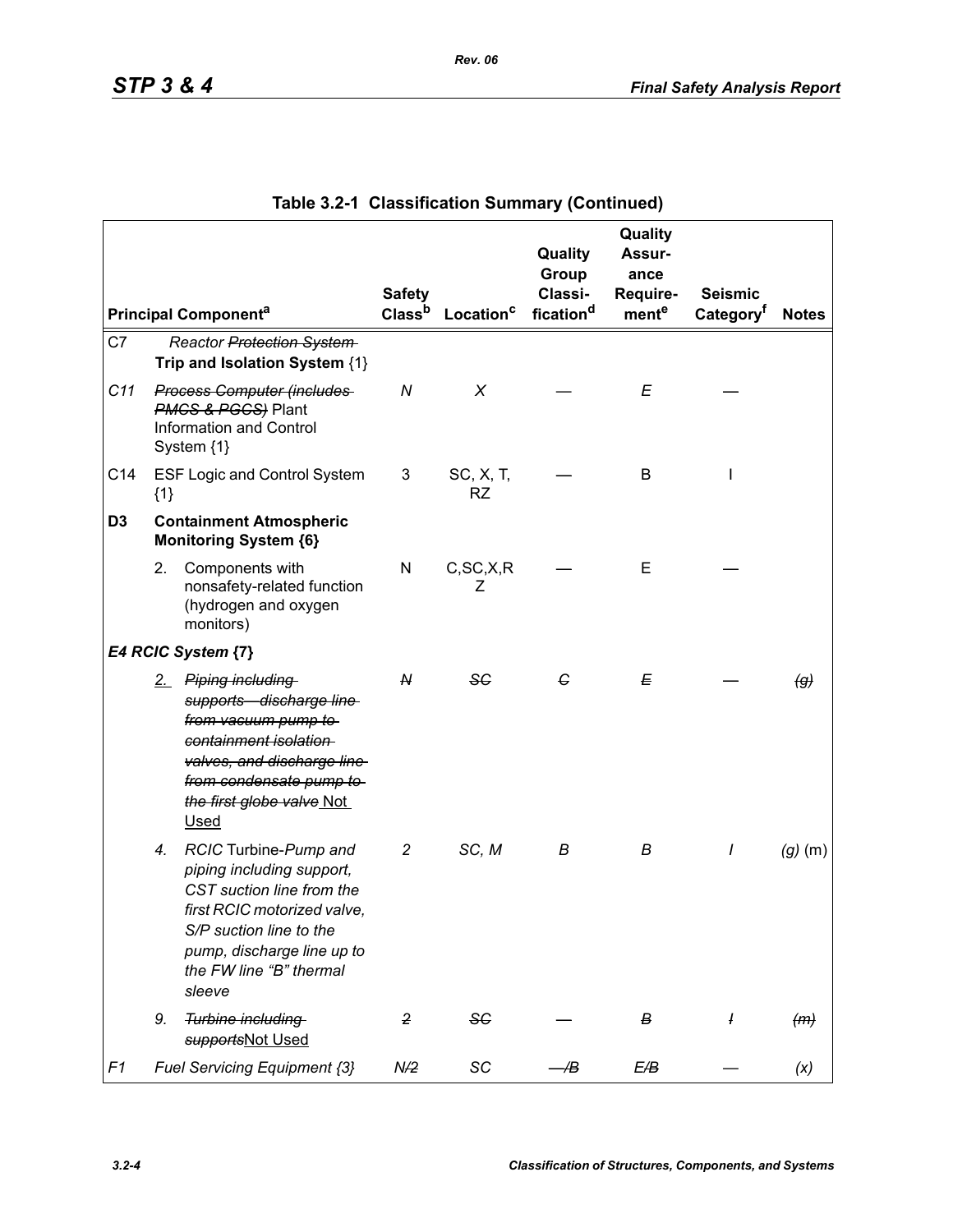Table 3.2-1 Classification Summary (Continued)

| Principal Component[a] | Safety Class[b] | Location[c] | Quality Group Classi-fication[d] | Quality Assur-ance Require-ment[e] | Seismic Category[f] | Notes |
|---|---|---|---|---|---|---|
| C7 Reactor ~~Protection System~~ **Trip and Isolation System** {1} | | | | | | |
| *C11* ~~*Process Computer (includes PMCS & PGCS)*~~ Plant Information and Control System {1} | *N* | *X* | — | *E* | — | |
| C14 ESF Logic and Control System {1} | 3 | SC, X, T, RZ | — | B | I | |
| **D3 Containment Atmospheric Monitoring System {6}** | | | | | | |
| 2. Components with nonsafety-related function (hydrogen and oxygen monitors) | N | C,SC,X,RZ | — | E | — | |
| ***E4 RCIC System* {7}** | | | | | | |
| 2. ~~*Piping including supports—discharge line from vacuum pump to containment isolation valves, and discharge line from condensate pump to the first globe valve*~~ Not Used | ~~*N*~~ | ~~*SC*~~ | ~~*C*~~ | ~~*E*~~ | — | ~~*(g)*~~ |
| *4. RCIC* Turbine-*Pump and piping including support, CST suction line from the first RCIC motorized valve, S/P suction line to the pump, discharge line up to the FW line "B" thermal sleeve* | *2* | *SC, M* | *B* | *B* | *I* | *(g)* (m) |
| *9.* ~~*Turbine including supports*~~ Not Used | ~~*2*~~ | ~~*SC*~~ | — | ~~*B*~~ | ~~*I*~~ | ~~*(m)*~~ |
| *F1 Fuel Servicing Equipment {3}* | *N/~~2~~* | *SC* | *—/~~B~~* | *E/~~B~~* | — | *(x)* |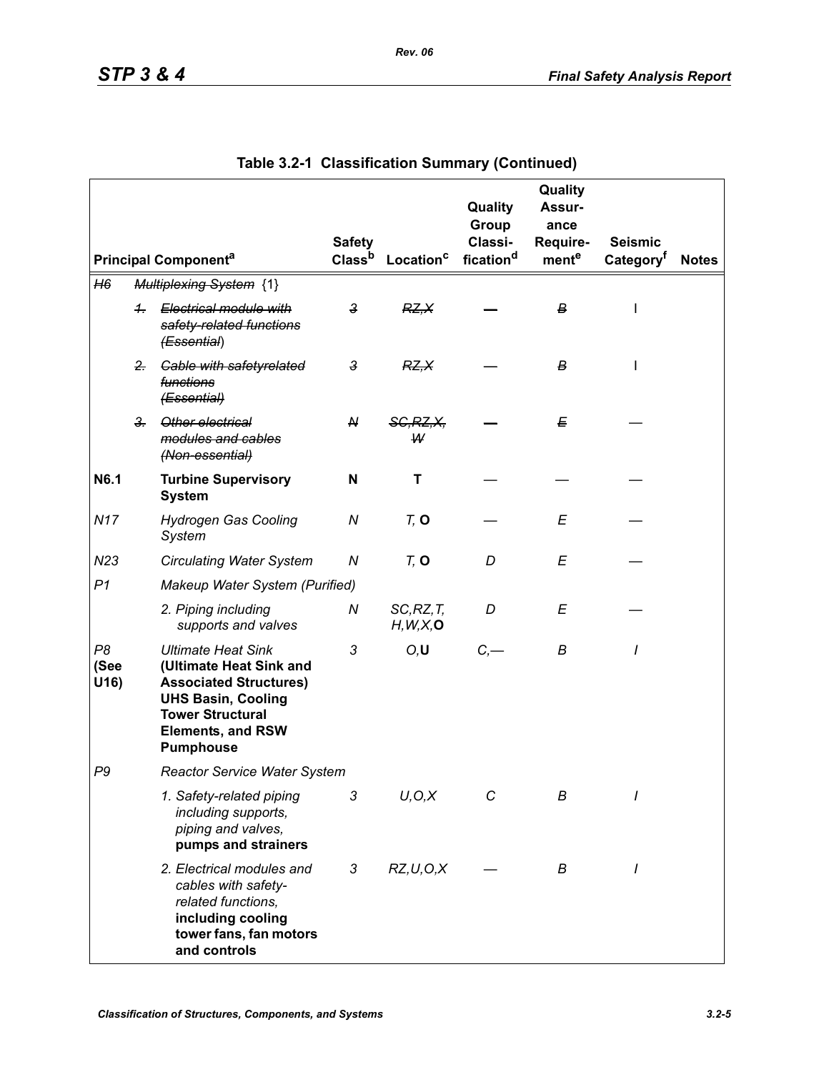## Table 3.2-1 Classification Summary (Continued)

| | | Principal Component[a] | Safety Class[b] | Location[c] | Quality Group Classi-fication[d] | Quality Assur-ance Require-ment[e] | Seismic Category[f] | Notes |
|---|---|---|---|---|---|---|---|---|
| ~~*H6*~~ | | ~~*Multiplexing System*~~ {1} | | | | | | |
| | ~~*1.*~~ | ~~*Electrical module with safety-related functions (Essential*~~) | ~~*3*~~ | ~~*RZ,X*~~ | — | ~~*B*~~ | I | |
| | ~~*2.*~~ | ~~*Cable with safetyrelated functions (Essential)*~~ | ~~*3*~~ | ~~*RZ,X*~~ | — | ~~*B*~~ | I | |
| | ~~*3.*~~ | ~~*Other electrical modules and cables (Non-essential)*~~ | ~~*N*~~ | ~~*SC,RZ,X, W*~~ | — | ~~*E*~~ | — | |
| **N6.1** | | **Turbine Supervisory System** | **N** | **T** | — | — | — | |
| *N17* | | *Hydrogen Gas Cooling System* | *N* | *T,* **O** | — | *E* | — | |
| *N23* | | *Circulating Water System* | *N* | *T,* **O** | *D* | *E* | — | |
| *P1* | | *Makeup Water System (Purified)* | | | | | | |
| | | *2. Piping including supports and valves* | *N* | *SC,RZ,T, H,W,X,***O** | *D* | *E* | — | |
| *P8* **(See U16)** | | *Ultimate Heat Sink* **(Ultimate Heat Sink and Associated Structures) UHS Basin, Cooling Tower Structural Elements, and RSW Pumphouse** | *3* | *O,***U** | *C,—* | *B* | *I* | |
| *P9* | | *Reactor Service Water System* | | | | | | |
| | | *1. Safety-related piping including supports, piping and valves,* **pumps and strainers** | *3* | *U,O,X* | *C* | *B* | *I* | |
| | | *2. Electrical modules and cables with safety-related functions,* **including cooling tower fans, fan motors and controls** | *3* | *RZ,U,O,X* | — | *B* | *I* | |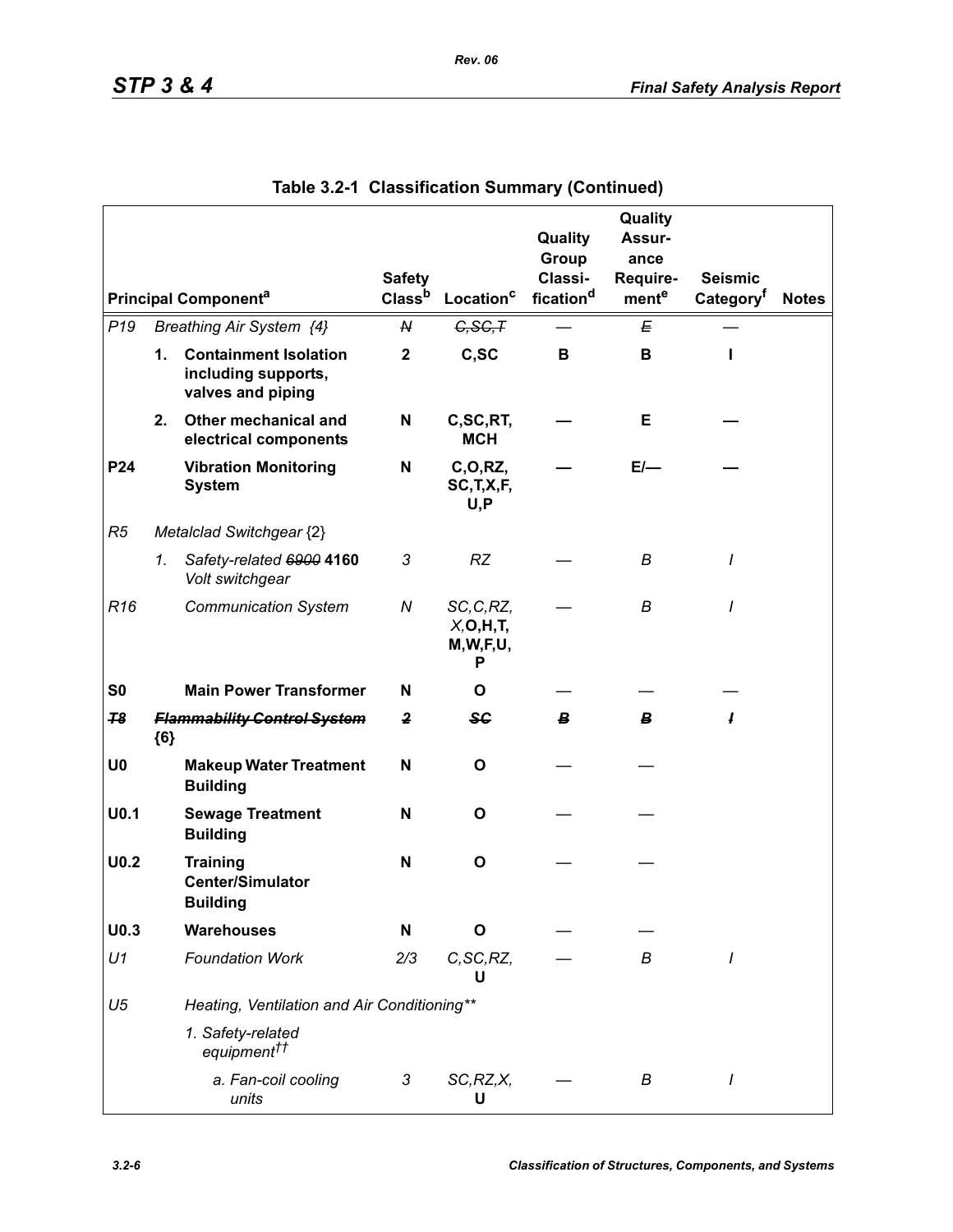## Table 3.2-1 Classification Summary (Continued)

| | | Principal Component[a] | Safety Class[b] | Location[c] | Quality Group Classification[d] | Quality Assurance Requirement[e] | Seismic Category[f] | Notes |
|---|---|---|---|---|---|---|---|---|
| *P19* | *Breathing Air System {4}* | | ~~*N*~~ | ~~*C,SC,T*~~ | — | ~~*E*~~ | — | |
| | **1.** | **Containment Isolation including supports, valves and piping** | **2** | **C,SC** | **B** | **B** | **I** | |
| | **2.** | **Other mechanical and electrical components** | **N** | **C,SC,RT, MCH** | **—** | **E** | **—** | |
| **P24** | | **Vibration Monitoring System** | **N** | **C,O,RZ, SC,T,X,F, U,P** | **—** | **E/—** | **—** | |
| *R5* | *Metalclad Switchgear* {2} | | | | | | | |
| | *1.* | *Safety-related* ~~*6900*~~ **4160** *Volt switchgear* | *3* | *RZ* | — | *B* | *I* | |
| *R16* | | *Communication System* | *N* | *SC,C,RZ, X,***O,H,T, M,W,F,U, P** | — | *B* | *I* | |
| **S0** | | **Main Power Transformer** | **N** | **O** | — | — | — | |
| ~~***T8***~~ | ~~***Flammability Control System***~~ **{6}** | | ~~***2***~~ | ~~***SC***~~ | ~~***B***~~ | ~~***B***~~ | ~~***I***~~ | |
| **U0** | | **Makeup Water Treatment Building** | **N** | **O** | — | — | | |
| **U0.1** | | **Sewage Treatment Building** | **N** | **O** | — | — | | |
| **U0.2** | | **Training Center/Simulator Building** | **N** | **O** | — | — | | |
| **U0.3** | | **Warehouses** | **N** | **O** | — | — | | |
| *U1* | | *Foundation Work* | *2/3* | *C,SC,RZ,* **U** | — | *B* | *I* | |
| *U5* | | *Heating, Ventilation and Air Conditioning\*\** | | | | | | |
| | | *1. Safety-related equipment††* | | | | | | |
| | | *a. Fan-coil cooling units* | *3* | *SC,RZ,X,* **U** | — | *B* | *I* | |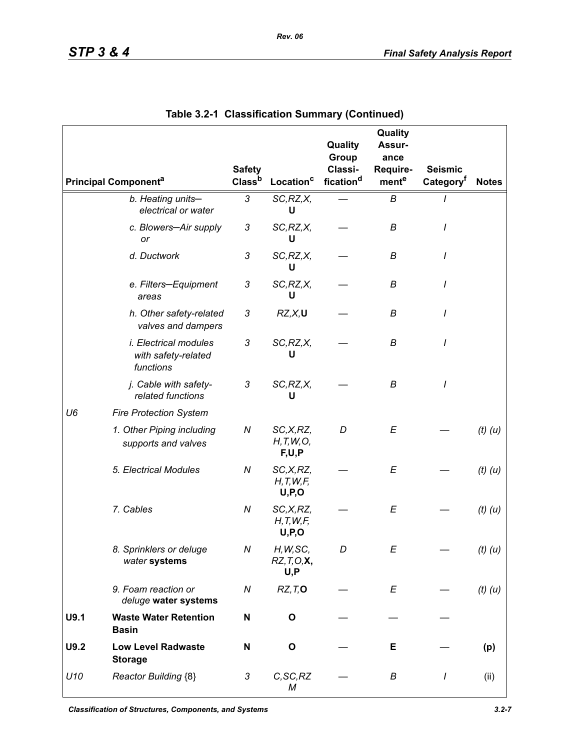## Table 3.2-1 Classification Summary (Continued)

| Principal Component[a] | | Safety Class[b] | Location[c] | Quality Group Classi-fication[d] | Quality Assur-ance Require-ment[e] | Seismic Category[f] | Notes |
|---|---|---|---|---|---|---|---|
| | *b. Heating units—electrical or water* | *3* | *SC,RZ,X,* **U** | — | *B* | *I* | |
| | *c. Blowers—Air supply or* | *3* | *SC,RZ,X,* **U** | — | *B* | *I* | |
| | *d. Ductwork* | *3* | *SC,RZ,X,* **U** | — | *B* | *I* | |
| | *e. Filters—Equipment areas* | *3* | *SC,RZ,X,* **U** | — | *B* | *I* | |
| | *h. Other safety-related valves and dampers* | *3* | *RZ,X,***U** | — | *B* | *I* | |
| | *i. Electrical modules with safety-related functions* | *3* | *SC,RZ,X,* **U** | — | *B* | *I* | |
| | *j. Cable with safety-related functions* | *3* | *SC,RZ,X,* **U** | — | *B* | *I* | |
| *U6* | *Fire Protection System* | | | | | | |
| | *1. Other Piping including supports and valves* | *N* | *SC,X,RZ, H,T,W,O,* **F,U,P** | *D* | *E* | — | *(t) (u)* |
| | *5. Electrical Modules* | *N* | *SC,X,RZ, H,T,W,F,* **U,P,O** | — | *E* | — | *(t) (u)* |
| | *7. Cables* | *N* | *SC,X,RZ, H,T,W,F,* **U,P,O** | — | *E* | — | *(t) (u)* |
| | *8. Sprinklers or deluge water* **systems** | *N* | *H,W,SC, RZ,T,O,***X, U,P** | *D* | *E* | — | *(t) (u)* |
| | *9. Foam reaction or deluge* **water systems** | *N* | *RZ,T,***O** | — | *E* | — | *(t) (u)* |
| **U9.1** | **Waste Water Retention Basin** | **N** | **O** | — | — | — | |
| **U9.2** | **Low Level Radwaste Storage** | **N** | **O** | — | **E** | — | **(p)** |
| *U10* | *Reactor Building* {8} | *3* | *C,SC,RZ M* | — | *B* | *I* | (ii) |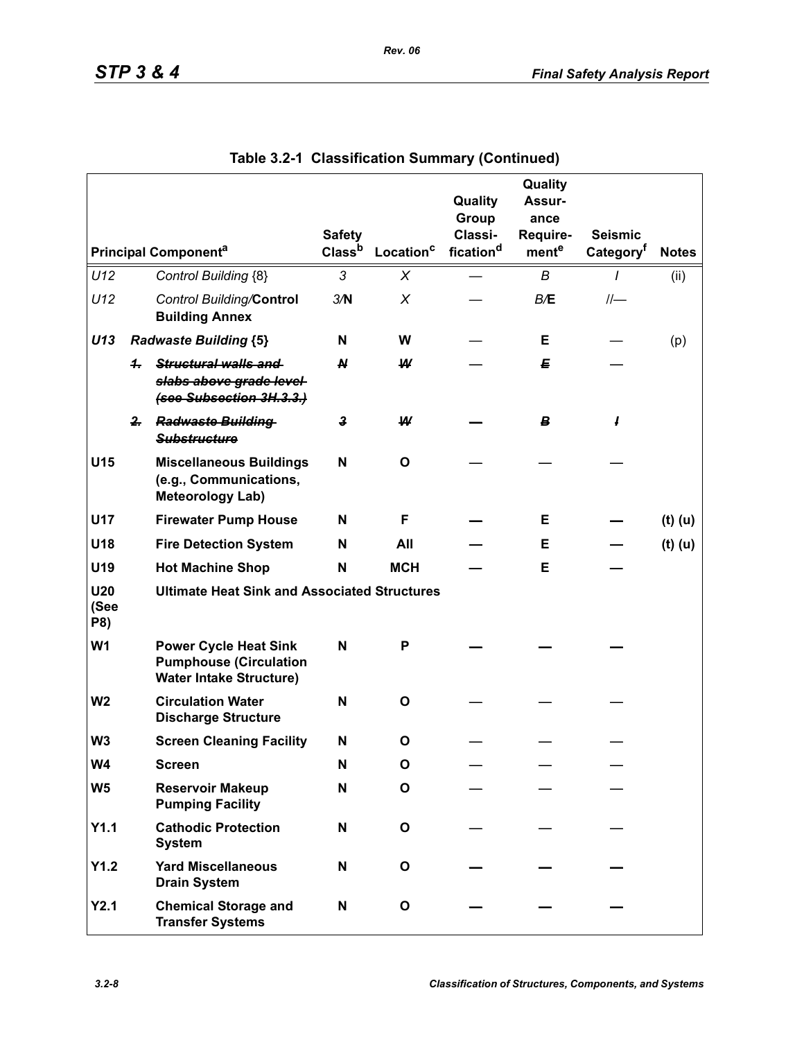## Table 3.2-1 Classification Summary (Continued)

| | | Principal Component[a] | Safety Class[b] | Location[c] | Quality Group Classification[d] | Quality Assurance Requirement[e] | Seismic Category[f] | Notes |
|---|---|---|---|---|---|---|---|---|
| *U12* | | *Control Building* {8} | *3* | *X* | — | *B* | *I* | (ii) |
| *U12* | | *Control Building/***Control Building Annex** | *3/***N** | *X* | — | *B/***E** | *I/*— | |
| ***U13*** | | ***Radwaste Building* {5}** | **N** | **W** | — | **E** | — | (p) |
| | ~~*1.*~~ | ~~*Structural walls and slabs above grade level (see Subsection 3H.3.3.)*~~ | ~~*N*~~ | ~~*W*~~ | — | ~~*E*~~ | — | |
| | ~~*2.*~~ | ~~*Radwaste Building Substructure*~~ | ~~*3*~~ | ~~*W*~~ | — | ~~*B*~~ | ~~*I*~~ | |
| **U15** | | **Miscellaneous Buildings (e.g., Communications, Meteorology Lab)** | **N** | **O** | — | — | — | |
| **U17** | | **Firewater Pump House** | **N** | **F** | **—** | **E** | **—** | **(t) (u)** |
| **U18** | | **Fire Detection System** | **N** | **All** | **—** | **E** | **—** | **(t) (u)** |
| **U19** | | **Hot Machine Shop** | **N** | **MCH** | **—** | **E** | **—** | |
| **U20 (See P8)** | | **Ultimate Heat Sink and Associated Structures** | | | | | | |
| **W1** | | **Power Cycle Heat Sink Pumphouse (Circulation Water Intake Structure)** | **N** | **P** | **—** | **—** | **—** | |
| **W2** | | **Circulation Water Discharge Structure** | **N** | **O** | — | — | — | |
| **W3** | | **Screen Cleaning Facility** | **N** | **O** | — | — | — | |
| **W4** | | **Screen** | **N** | **O** | — | — | — | |
| **W5** | | **Reservoir Makeup Pumping Facility** | **N** | **O** | — | — | — | |
| **Y1.1** | | **Cathodic Protection System** | **N** | **O** | — | — | — | |
| **Y1.2** | | **Yard Miscellaneous Drain System** | **N** | **O** | **—** | **—** | **—** | |
| **Y2.1** | | **Chemical Storage and Transfer Systems** | **N** | **O** | **—** | **—** | **—** | |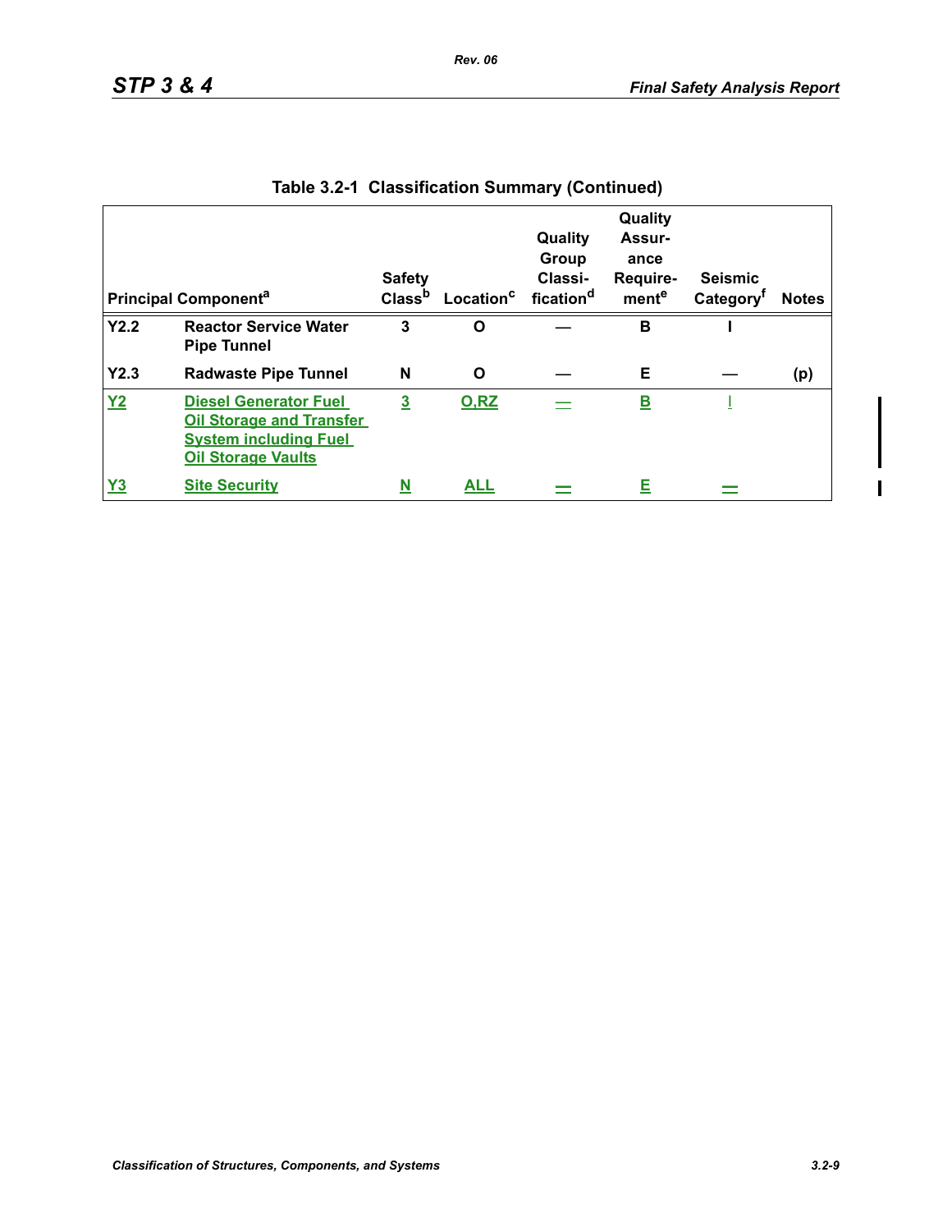Table 3.2-1 Classification Summary (Continued)

| Principal Component[a] | | Safety Class[b] | Location[c] | Quality Group Classification[d] | Quality Assurance Requirement[e] | Seismic Category[f] | Notes |
|---|---|---|---|---|---|---|---|
| **Y2.2** | **Reactor Service Water Pipe Tunnel** | **3** | **O** | **—** | **B** | **I** | |
| **Y2.3** | **Radwaste Pipe Tunnel** | **N** | **O** | **—** | **E** | **—** | **(p)** |
| **Y2** | **Diesel Generator Fuel Oil Storage and Transfer System including Fuel Oil Storage Vaults** | **3** | **O,RZ** | **—** | **B** | **I** | |
| **Y3** | **Site Security** | **N** | **ALL** | **—** | **E** | **—** | |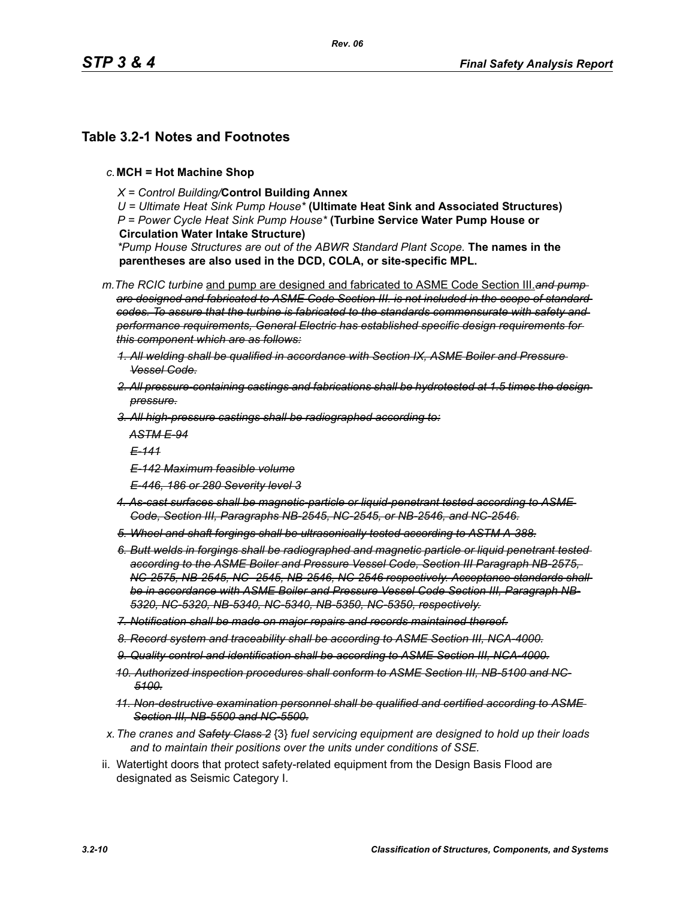## Table 3.2-1 Notes and Footnotes

*c.* **MCH = Hot Machine Shop**

*X = Control Building/***Control Building Annex**
*U = Ultimate Heat Sink Pump House\** **(Ultimate Heat Sink and Associated Structures)**
*P = Power Cycle Heat Sink Pump House\** **(Turbine Service Water Pump House or Circulation Water Intake Structure)**
*\*Pump House Structures are out of the ABWR Standard Plant Scope.* **The names in the parentheses are also used in the DCD, COLA, or site-specific MPL.**

*m. The RCIC turbine* and pump are designed and fabricated to ASME Code Section III.~~*and pump are designed and fabricated to ASME Code Section III. is not included in the scope of standard codes. To assure that the turbine is fabricated to the standards commensurate with safety and performance requirements, General Electric has established specific design requirements for this component which are as follows:*~~

1. ~~*All welding shall be qualified in accordance with Section IX, ASME Boiler and Pressure Vessel Code.*~~
2. ~~*All pressure-containing castings and fabrications shall be hydrotested at 1.5 times the design pressure.*~~
3. ~~*All high-pressure castings shall be radiographed according to:*~~

   ~~*ASTM E-94*~~

   ~~*E-141*~~

   ~~*E-142 Maximum feasible volume*~~

   ~~*E-446, 186 or 280 Severity level 3*~~
4. ~~*As-cast surfaces shall be magnetic-particle or liquid-penetrant tested according to ASME Code, Section III, Paragraphs NB-2545, NC-2545, or NB-2546, and NC-2546.*~~
5. ~~*Wheel and shaft forgings shall be ultrasonically tested according to ASTM A-388.*~~
6. ~~*Butt welds in forgings shall be radiographed and magnetic particle or liquid penetrant tested according to the ASME Boiler and Pressure Vessel Code, Section III Paragraph NB-2575, NC-2575, NB-2545, NC- 2545, NB-2546, NC-2546 respectively. Acceptance standards shall be in accordance with ASME Boiler and Pressure Vessel Code Section III, Paragraph NB-5320, NC-5320, NB-5340, NC-5340, NB-5350, NC-5350, respectively.*~~
7. ~~*Notification shall be made on major repairs and records maintained thereof.*~~
8. ~~*Record system and traceability shall be according to ASME Section III, NCA-4000.*~~
9. ~~*Quality control and identification shall be according to ASME Section III, NCA-4000.*~~
10. ~~*Authorized inspection procedures shall conform to ASME Section III, NB-5100 and NC-5100.*~~
11. ~~*Non-destructive examination personnel shall be qualified and certified according to ASME Section III, NB-5500 and NC-5500.*~~

*x. The cranes and* ~~*Safety Class 2*~~ {3} *fuel servicing equipment are designed to hold up their loads and to maintain their positions over the units under conditions of SSE.*

ii. Watertight doors that protect safety-related equipment from the Design Basis Flood are designated as Seismic Category I.